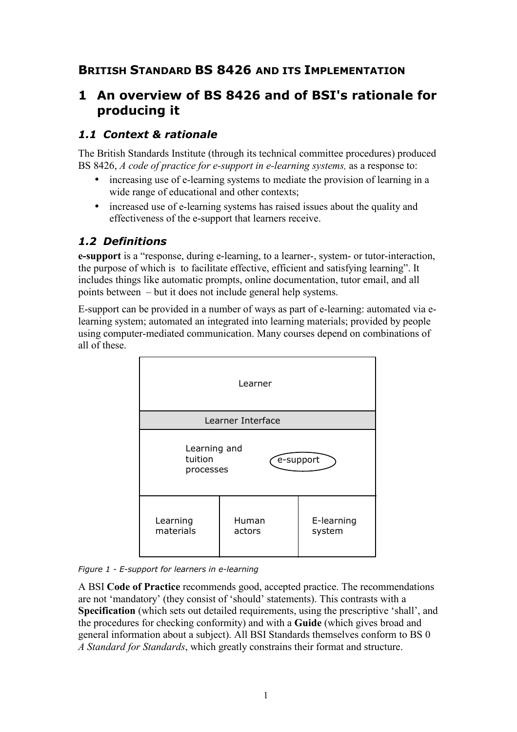# BRITISH STANDARD BS 8426 AND ITS IMPLEMENTATION

## 1 An overview of BS 8426 and of BSI's rationale for producing it

### *1.1 Context & rationale*

The British Standards Institute (through its technical committee procedures) produced BS 8426, *A code of practice for e-support in e-learning systems,* as a response to:

- increasing use of e-learning systems to mediate the provision of learning in a wide range of educational and other contexts;
- increased use of e-learning systems has raised issues about the quality and effectiveness of the e-support that learners receive.

### *1.2 Definitions*

**e-support** is a "response, during e-learning, to a learner-, system- or tutor-interaction, the purpose of which is to facilitate effective, efficient and satisfying learning". It includes things like automatic prompts, online documentation, tutor email, and all points between – but it does not include general help systems.

E-support can be provided in a number of ways as part of e-learning: automated via e-learning system; automated an integrated into learning materials; provided by people using computer-mediated communication. Many courses depend on combinations of all of these.

Learner

Learner Interface

Learning and tuition processes — e-support

Learning materials | Human actors | E-learning system

*Figure 1 - E-support for learners in e-learning*

A BSI **Code of Practice** recommends good, accepted practice. The recommendations are not 'mandatory' (they consist of 'should' statements). This contrasts with a **Specification** (which sets out detailed requirements, using the prescriptive 'shall', and the procedures for checking conformity) and with a **Guide** (which gives broad and general information about a subject). All BSI Standards themselves conform to BS 0 *A Standard for Standards*, which greatly constrains their format and structure.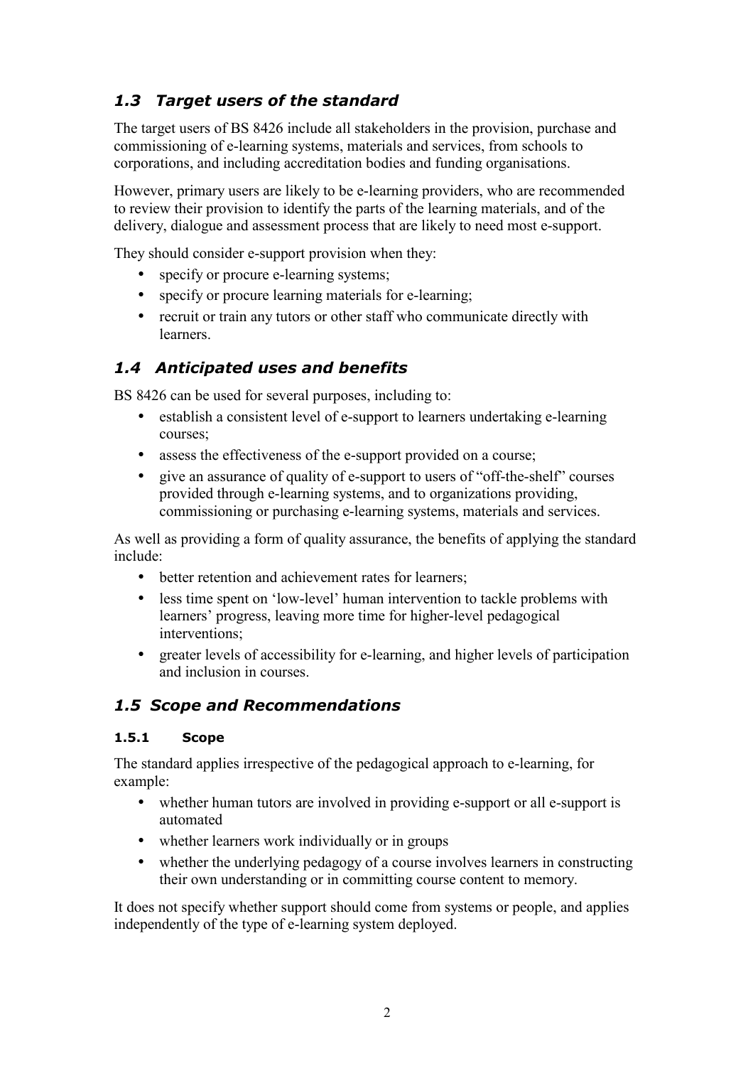## *1.3 Target users of the standard*

The target users of BS 8426 include all stakeholders in the provision, purchase and commissioning of e-learning systems, materials and services, from schools to corporations, and including accreditation bodies and funding organisations.

However, primary users are likely to be e-learning providers, who are recommended to review their provision to identify the parts of the learning materials, and of the delivery, dialogue and assessment process that are likely to need most e-support.

They should consider e-support provision when they:

- specify or procure e-learning systems;
- specify or procure learning materials for e-learning;
- recruit or train any tutors or other staff who communicate directly with learners.

## *1.4 Anticipated uses and benefits*

BS 8426 can be used for several purposes, including to:

- establish a consistent level of e-support to learners undertaking e-learning courses;
- assess the effectiveness of the e-support provided on a course;
- give an assurance of quality of e-support to users of "off-the-shelf" courses provided through e-learning systems, and to organizations providing, commissioning or purchasing e-learning systems, materials and services.

As well as providing a form of quality assurance, the benefits of applying the standard include:

- better retention and achievement rates for learners;
- less time spent on 'low-level' human intervention to tackle problems with learners' progress, leaving more time for higher-level pedagogical interventions;
- greater levels of accessibility for e-learning, and higher levels of participation and inclusion in courses.

## *1.5 Scope and Recommendations*

### 1.5.1 Scope

The standard applies irrespective of the pedagogical approach to e-learning, for example:

- whether human tutors are involved in providing e-support or all e-support is automated
- whether learners work individually or in groups
- whether the underlying pedagogy of a course involves learners in constructing their own understanding or in committing course content to memory.

It does not specify whether support should come from systems or people, and applies independently of the type of e-learning system deployed.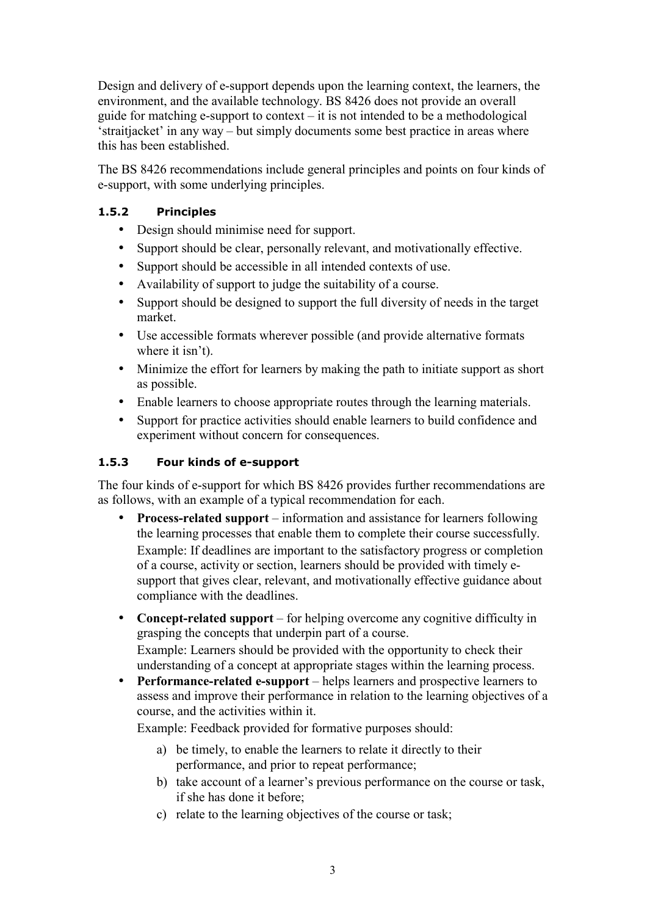Design and delivery of e-support depends upon the learning context, the learners, the environment, and the available technology. BS 8426 does not provide an overall guide for matching e-support to context – it is not intended to be a methodological 'straitjacket' in any way – but simply documents some best practice in areas where this has been established.

The BS 8426 recommendations include general principles and points on four kinds of e-support, with some underlying principles.

### 1.5.2 Principles

- Design should minimise need for support.
- Support should be clear, personally relevant, and motivationally effective.
- Support should be accessible in all intended contexts of use.
- Availability of support to judge the suitability of a course.
- Support should be designed to support the full diversity of needs in the target market.
- Use accessible formats wherever possible (and provide alternative formats where it isn't).
- Minimize the effort for learners by making the path to initiate support as short as possible.
- Enable learners to choose appropriate routes through the learning materials.
- Support for practice activities should enable learners to build confidence and experiment without concern for consequences.

### 1.5.3 Four kinds of e-support

The four kinds of e-support for which BS 8426 provides further recommendations are as follows, with an example of a typical recommendation for each.

- **Process-related support** – information and assistance for learners following the learning processes that enable them to complete their course successfully.
  Example: If deadlines are important to the satisfactory progress or completion of a course, activity or section, learners should be provided with timely e-support that gives clear, relevant, and motivationally effective guidance about compliance with the deadlines.
- **Concept-related support** – for helping overcome any cognitive difficulty in grasping the concepts that underpin part of a course.
  Example: Learners should be provided with the opportunity to check their understanding of a concept at appropriate stages within the learning process.
- **Performance-related e-support** – helps learners and prospective learners to assess and improve their performance in relation to the learning objectives of a course, and the activities within it.
  Example: Feedback provided for formative purposes should:
  a) be timely, to enable the learners to relate it directly to their performance, and prior to repeat performance;
  b) take account of a learner's previous performance on the course or task, if she has done it before;
  c) relate to the learning objectives of the course or task;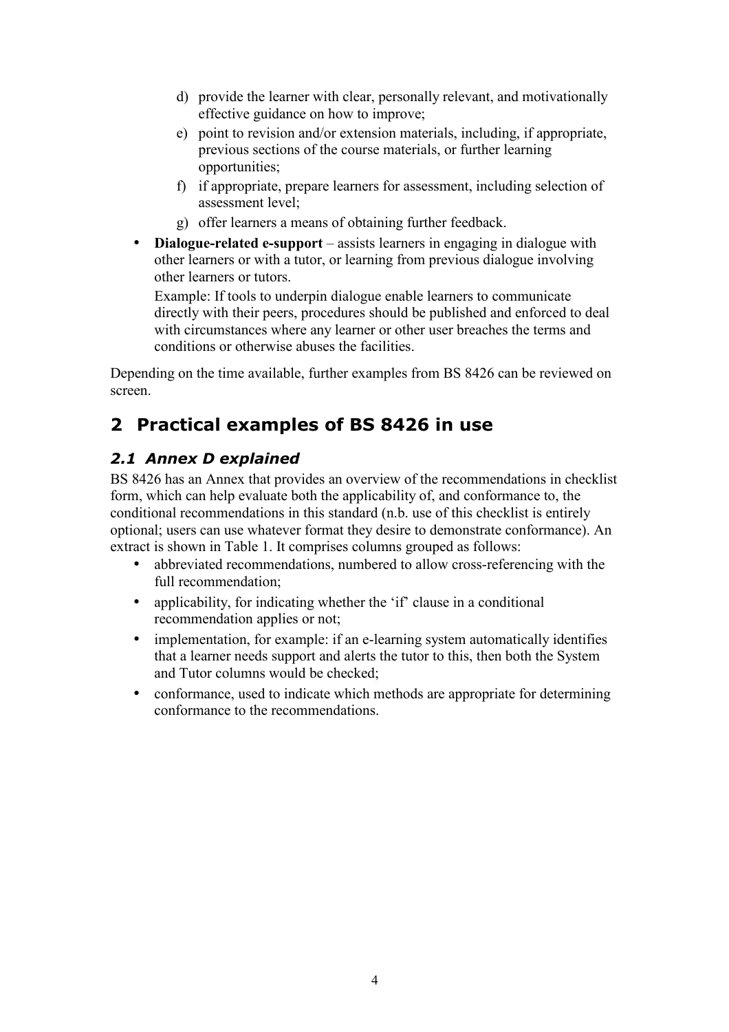d) provide the learner with clear, personally relevant, and motivationally effective guidance on how to improve;
e) point to revision and/or extension materials, including, if appropriate, previous sections of the course materials, or further learning opportunities;
f) if appropriate, prepare learners for assessment, including selection of assessment level;
g) offer learners a means of obtaining further feedback.

- **Dialogue-related e-support** – assists learners in engaging in dialogue with other learners or with a tutor, or learning from previous dialogue involving other learners or tutors.

  Example: If tools to underpin dialogue enable learners to communicate directly with their peers, procedures should be published and enforced to deal with circumstances where any learner or other user breaches the terms and conditions or otherwise abuses the facilities.

Depending on the time available, further examples from BS 8426 can be reviewed on screen.

# 2 Practical examples of BS 8426 in use

## *2.1 Annex D explained*

BS 8426 has an Annex that provides an overview of the recommendations in checklist form, which can help evaluate both the applicability of, and conformance to, the conditional recommendations in this standard (n.b. use of this checklist is entirely optional; users can use whatever format they desire to demonstrate conformance). An extract is shown in Table 1. It comprises columns grouped as follows:

- abbreviated recommendations, numbered to allow cross-referencing with the full recommendation;
- applicability, for indicating whether the 'if' clause in a conditional recommendation applies or not;
- implementation, for example: if an e-learning system automatically identifies that a learner needs support and alerts the tutor to this, then both the System and Tutor columns would be checked;
- conformance, used to indicate which methods are appropriate for determining conformance to the recommendations.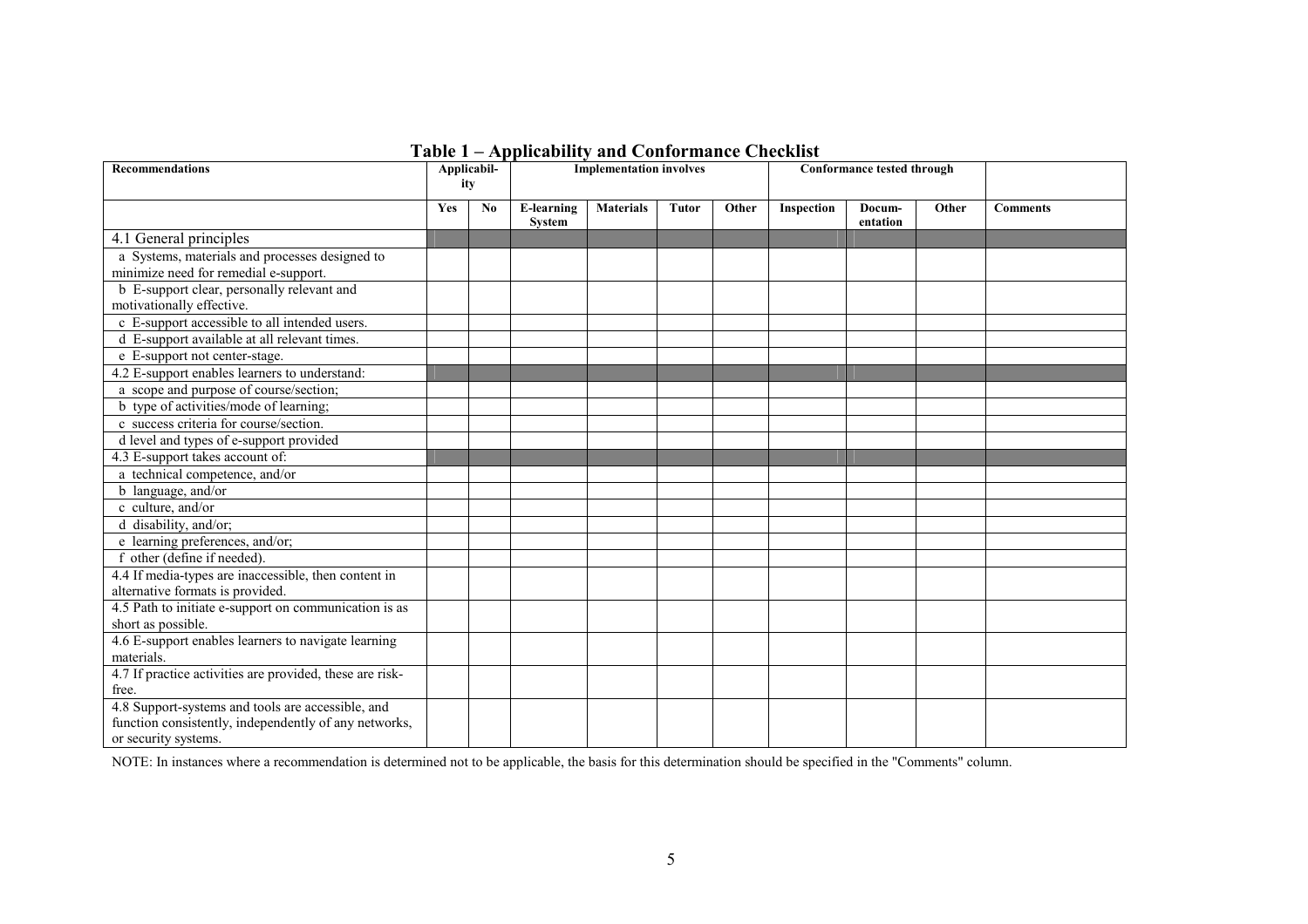**Table 1 – Applicability and Conformance Checklist**

| Recommendations | Applicability | | Implementation involves | | | | Conformance tested through | | | |
|---|---|---|---|---|---|---|---|---|---|---|
| | Yes | No | E-learning System | Materials | Tutor | Other | Inspection | Documentation | Other | Comments |
| 4.1 General principles | | | | | | | | | | |
| a Systems, materials and processes designed to minimize need for remedial e-support. | | | | | | | | | | |
| b E-support clear, personally relevant and motivationally effective. | | | | | | | | | | |
| c E-support accessible to all intended users. | | | | | | | | | | |
| d E-support available at all relevant times. | | | | | | | | | | |
| e E-support not center-stage. | | | | | | | | | | |
| 4.2 E-support enables learners to understand: | | | | | | | | | | |
| a scope and purpose of course/section; | | | | | | | | | | |
| b type of activities/mode of learning; | | | | | | | | | | |
| c success criteria for course/section. | | | | | | | | | | |
| d level and types of e-support provided | | | | | | | | | | |
| 4.3 E-support takes account of: | | | | | | | | | | |
| a technical competence, and/or | | | | | | | | | | |
| b language, and/or | | | | | | | | | | |
| c culture, and/or | | | | | | | | | | |
| d disability, and/or; | | | | | | | | | | |
| e learning preferences, and/or; | | | | | | | | | | |
| f other (define if needed). | | | | | | | | | | |
| 4.4 If media-types are inaccessible, then content in alternative formats is provided. | | | | | | | | | | |
| 4.5 Path to initiate e-support on communication is as short as possible. | | | | | | | | | | |
| 4.6 E-support enables learners to navigate learning materials. | | | | | | | | | | |
| 4.7 If practice activities are provided, these are risk-free. | | | | | | | | | | |
| 4.8 Support-systems and tools are accessible, and function consistently, independently of any networks, or security systems. | | | | | | | | | | |

NOTE: In instances where a recommendation is determined not to be applicable, the basis for this determination should be specified in the "Comments" column.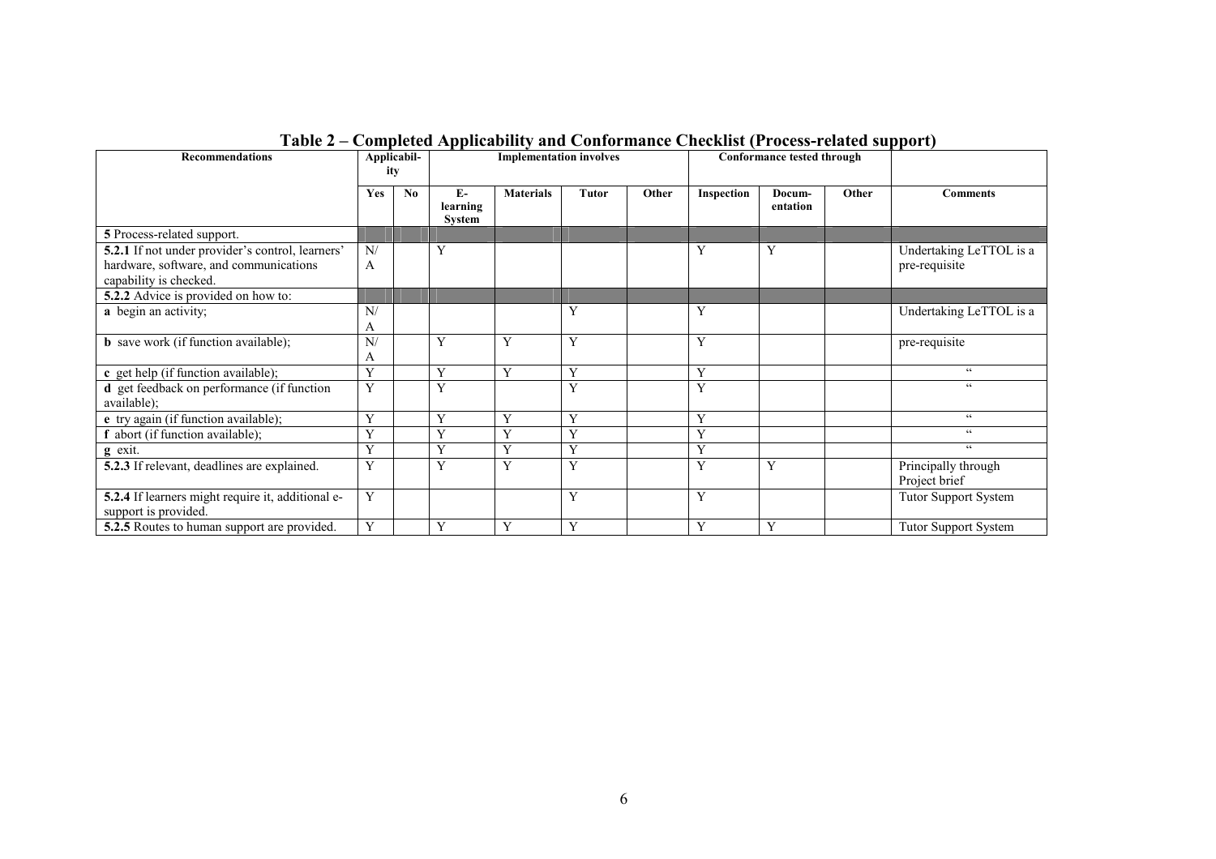# Table 2 – Completed Applicability and Conformance Checklist (Process-related support)

| Recommendations | Applicability | | Implementation involves | | | | Conformance tested through | | | |
|---|---|---|---|---|---|---|---|---|---|---|
| | Yes | No | E-learning System | Materials | Tutor | Other | Inspection | Documentation | Other | Comments |
| **5** Process-related support. | | | | | | | | | | |
| **5.2.1** If not under provider's control, learners' hardware, software, and communications capability is checked. | N/A | | Y | | | | Y | Y | | Undertaking LeTTOL is a pre-requisite |
| **5.2.2** Advice is provided on how to: | | | | | | | | | | |
| **a** begin an activity; | N/A | | | | Y | | Y | | | Undertaking LeTTOL is a |
| **b** save work (if function available); | N/A | | Y | Y | Y | | Y | | | pre-requisite |
| **c** get help (if function available); | Y | | Y | Y | Y | | Y | | | " |
| **d** get feedback on performance (if function available); | Y | | Y | | Y | | Y | | | " |
| **e** try again (if function available); | Y | | Y | Y | Y | | Y | | | " |
| **f** abort (if function available); | Y | | Y | Y | Y | | Y | | | " |
| **g** exit. | Y | | Y | Y | Y | | Y | | | " |
| **5.2.3** If relevant, deadlines are explained. | Y | | Y | Y | Y | | Y | Y | | Principally through Project brief |
| **5.2.4** If learners might require it, additional e-support is provided. | Y | | | | Y | | Y | | | Tutor Support System |
| **5.2.5** Routes to human support are provided. | Y | | Y | Y | Y | | Y | Y | | Tutor Support System |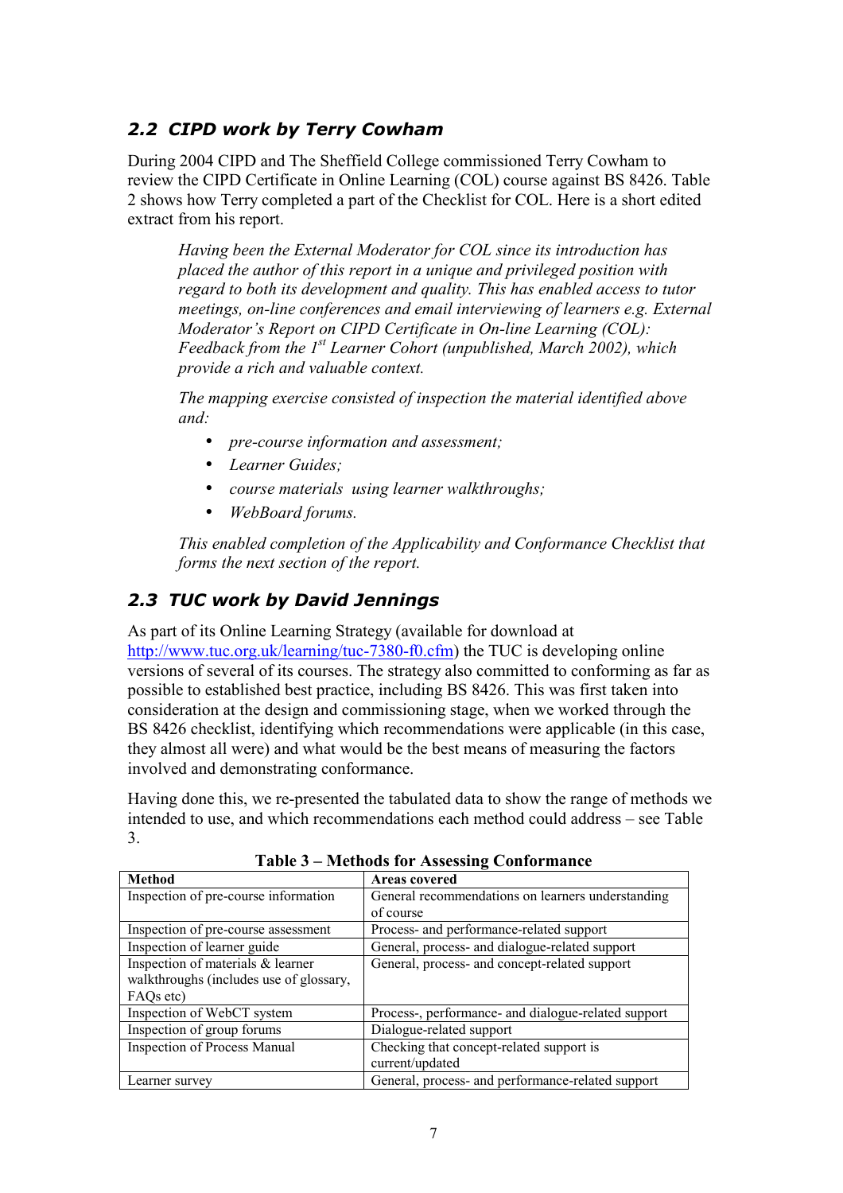## 2.2 CIPD work by Terry Cowham

During 2004 CIPD and The Sheffield College commissioned Terry Cowham to review the CIPD Certificate in Online Learning (COL) course against BS 8426. Table 2 shows how Terry completed a part of the Checklist for COL. Here is a short edited extract from his report.

> *Having been the External Moderator for COL since its introduction has placed the author of this report in a unique and privileged position with regard to both its development and quality. This has enabled access to tutor meetings, on-line conferences and email interviewing of learners e.g. External Moderator's Report on CIPD Certificate in On-line Learning (COL): Feedback from the 1st Learner Cohort (unpublished, March 2002), which provide a rich and valuable context.*
>
> *The mapping exercise consisted of inspection the material identified above and:*
>
> - *pre-course information and assessment;*
> - *Learner Guides;*
> - *course materials using learner walkthroughs;*
> - *WebBoard forums.*
>
> *This enabled completion of the Applicability and Conformance Checklist that forms the next section of the report.*

## 2.3 TUC work by David Jennings

As part of its Online Learning Strategy (available for download at http://www.tuc.org.uk/learning/tuc-7380-f0.cfm) the TUC is developing online versions of several of its courses. The strategy also committed to conforming as far as possible to established best practice, including BS 8426. This was first taken into consideration at the design and commissioning stage, when we worked through the BS 8426 checklist, identifying which recommendations were applicable (in this case, they almost all were) and what would be the best means of measuring the factors involved and demonstrating conformance.

Having done this, we re-presented the tabulated data to show the range of methods we intended to use, and which recommendations each method could address – see Table 3.

**Table 3 – Methods for Assessing Conformance**

| Method | Areas covered |
|---|---|
| Inspection of pre-course information | General recommendations on learners understanding of course |
| Inspection of pre-course assessment | Process- and performance-related support |
| Inspection of learner guide | General, process- and dialogue-related support |
| Inspection of materials & learner walkthroughs (includes use of glossary, FAQs etc) | General, process- and concept-related support |
| Inspection of WebCT system | Process-, performance- and dialogue-related support |
| Inspection of group forums | Dialogue-related support |
| Inspection of Process Manual | Checking that concept-related support is current/updated |
| Learner survey | General, process- and performance-related support |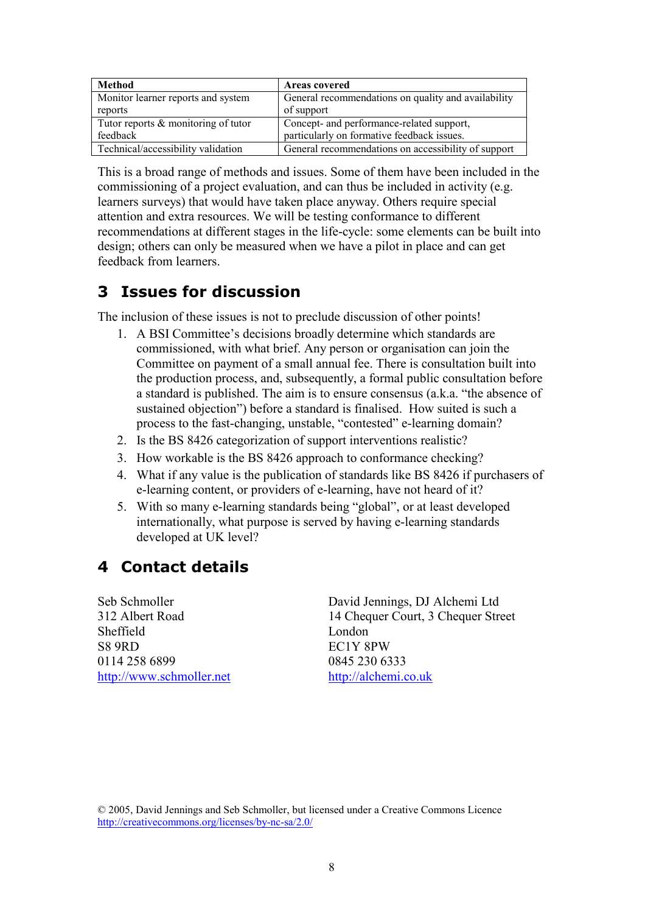| Method | Areas covered |
| --- | --- |
| Monitor learner reports and system reports | General recommendations on quality and availability of support |
| Tutor reports & monitoring of tutor feedback | Concept- and performance-related support, particularly on formative feedback issues. |
| Technical/accessibility validation | General recommendations on accessibility of support |

This is a broad range of methods and issues. Some of them have been included in the commissioning of a project evaluation, and can thus be included in activity (e.g. learners surveys) that would have taken place anyway. Others require special attention and extra resources. We will be testing conformance to different recommendations at different stages in the life-cycle: some elements can be built into design; others can only be measured when we have a pilot in place and can get feedback from learners.

## 3 Issues for discussion

The inclusion of these issues is not to preclude discussion of other points!

1. A BSI Committee's decisions broadly determine which standards are commissioned, with what brief. Any person or organisation can join the Committee on payment of a small annual fee. There is consultation built into the production process, and, subsequently, a formal public consultation before a standard is published. The aim is to ensure consensus (a.k.a. "the absence of sustained objection") before a standard is finalised. How suited is such a process to the fast-changing, unstable, "contested" e-learning domain?
2. Is the BS 8426 categorization of support interventions realistic?
3. How workable is the BS 8426 approach to conformance checking?
4. What if any value is the publication of standards like BS 8426 if purchasers of e-learning content, or providers of e-learning, have not heard of it?
5. With so many e-learning standards being "global", or at least developed internationally, what purpose is served by having e-learning standards developed at UK level?

## 4 Contact details

Seb Schmoller
312 Albert Road
Sheffield
S8 9RD
0114 258 6899
http://www.schmoller.net

David Jennings, DJ Alchemi Ltd
14 Chequer Court, 3 Chequer Street
London
EC1Y 8PW
0845 230 6333
http://alchemi.co.uk

© 2005, David Jennings and Seb Schmoller, but licensed under a Creative Commons Licence http://creativecommons.org/licenses/by-nc-sa/2.0/